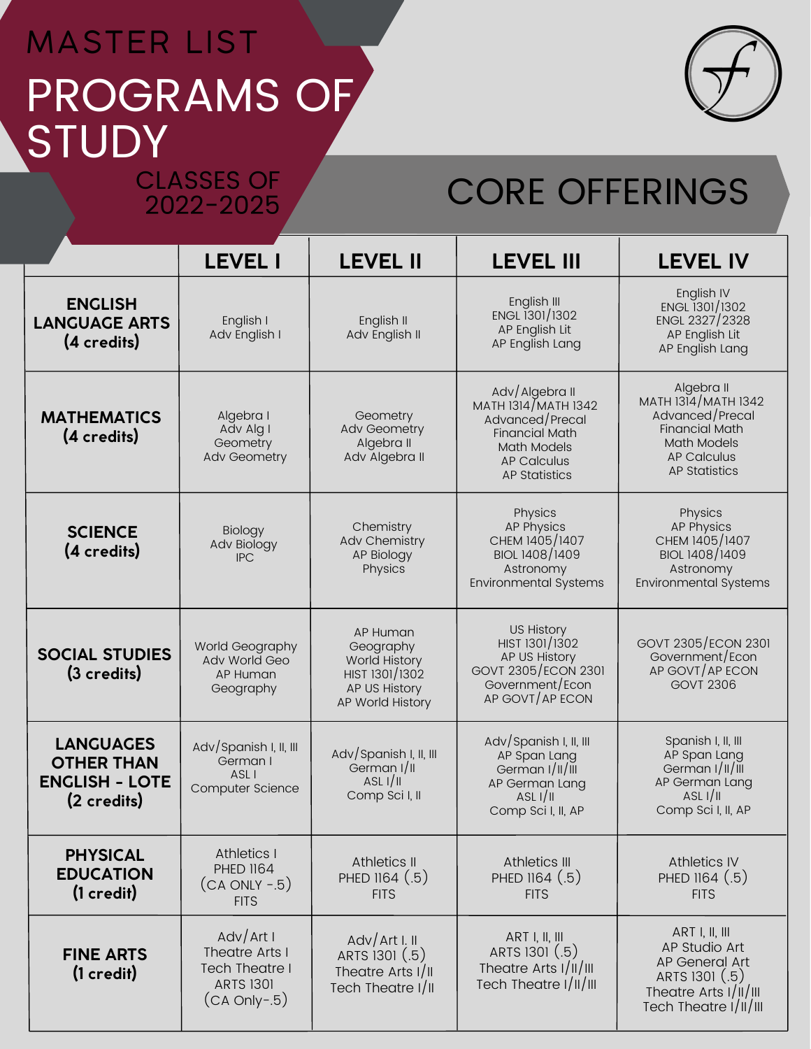# MASTER LIST

# PROGRAMS OF STUDY

## CLASSES OF 2022-2025

## CORE OFFERINGS

| | LEVEL I | LEVEL II | LEVEL III | LEVEL IV |
|---|---|---|---|---|
| **ENGLISH LANGUAGE ARTS (4 credits)** | English I<br>Adv English I | English II<br>Adv English II | English III<br>ENGL 1301/1302<br>AP English Lit<br>AP English Lang | English IV<br>ENGL 1301/1302<br>ENGL 2327/2328<br>AP English Lit<br>AP English Lang |
| **MATHEMATICS (4 credits)** | Algebra I<br>Adv Alg I<br>Geometry<br>Adv Geometry | Geometry<br>Adv Geometry<br>Algebra II<br>Adv Algebra II | Adv/Algebra II<br>MATH 1314/MATH 1342<br>Advanced/Precal<br>Financial Math<br>Math Models<br>AP Calculus<br>AP Statistics | Algebra II<br>MATH 1314/MATH 1342<br>Advanced/Precal<br>Financial Math<br>Math Models<br>AP Calculus<br>AP Statistics |
| **SCIENCE (4 credits)** | Biology<br>Adv Biology<br>IPC | Chemistry<br>Adv Chemistry<br>AP Biology<br>Physics | Physics<br>AP Physics<br>CHEM 1405/1407<br>BIOL 1408/1409<br>Astronomy<br>Environmental Systems | Physics<br>AP Physics<br>CHEM 1405/1407<br>BIOL 1408/1409<br>Astronomy<br>Environmental Systems |
| **SOCIAL STUDIES (3 credits)** | World Geography<br>Adv World Geo<br>AP Human Geography | AP Human Geography<br>World History<br>HIST 1301/1302<br>AP US History<br>AP World History | US History<br>HIST 1301/1302<br>AP US History<br>GOVT 2305/ECON 2301<br>Government/Econ<br>AP GOVT/AP ECON | GOVT 2305/ECON 2301<br>Government/Econ<br>AP GOVT/AP ECON<br>GOVT 2306 |
| **LANGUAGES OTHER THAN ENGLISH - LOTE (2 credits)** | Adv/Spanish I, II, III<br>German I<br>ASL I<br>Computer Science | Adv/Spanish I, II, III<br>German I/II<br>ASL I/II<br>Comp Sci I, II | Adv/Spanish I, II, III<br>AP Span Lang<br>German I/II/III<br>AP German Lang<br>ASL I/II<br>Comp Sci I, II, AP | Spanish I, II, III<br>AP Span Lang<br>German I/II/III<br>AP German Lang<br>ASL I/II<br>Comp Sci I, II, AP |
| **PHYSICAL EDUCATION (1 credit)** | Athletics I<br>PHED 1164<br>(CA ONLY -.5)<br>FITS | Athletics II<br>PHED 1164 (.5)<br>FITS | Athletics III<br>PHED 1164 (.5)<br>FITS | Athletics IV<br>PHED 1164 (.5)<br>FITS |
| **FINE ARTS (1 credit)** | Adv/Art I<br>Theatre Arts I<br>Tech Theatre I<br>ARTS 1301<br>(CA Only-.5) | Adv/Art I. II<br>ARTS 1301 (.5)<br>Theatre Arts I/II<br>Tech Theatre I/II | ART I, II, III<br>ARTS 1301 (.5)<br>Theatre Arts I/II/III<br>Tech Theatre I/II/III | ART I, II, III<br>AP Studio Art<br>AP General Art<br>ARTS 1301 (.5)<br>Theatre Arts I/II/III<br>Tech Theatre I/II/III |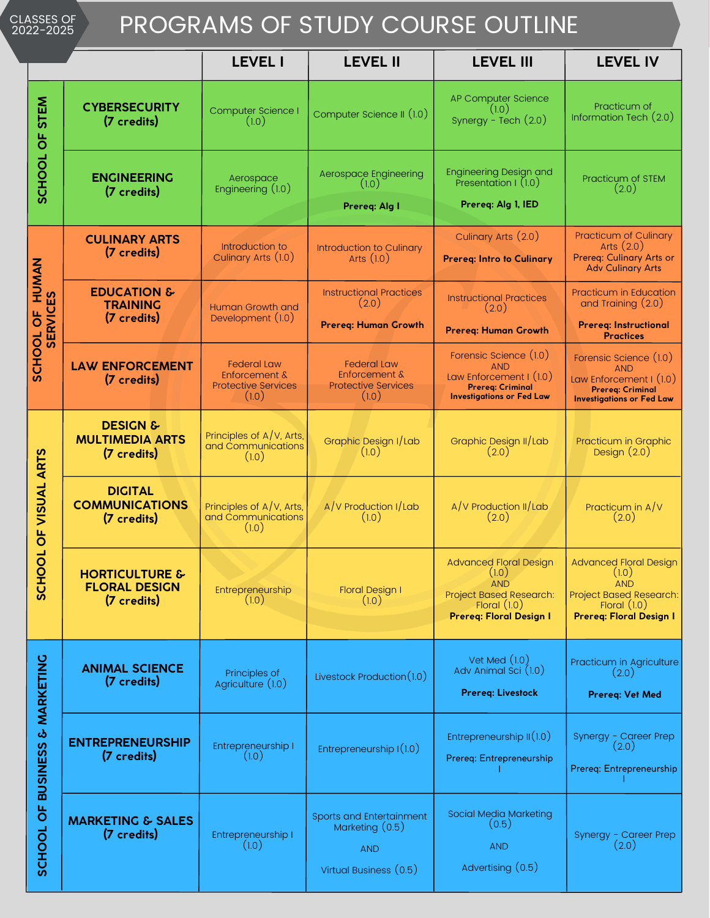# PROGRAMS OF STUDY COURSE OUTLINE

CLASSES OF 2022-2025

| School | Program | LEVEL I | LEVEL II | LEVEL III | LEVEL IV |
|---|---|---|---|---|---|
| SCHOOL OF STEM | **CYBERSECURITY (7 credits)** | Computer Science I (1.0) | Computer Science II (1.0) | AP Computer Science (1.0)<br>Synergy - Tech (2.0) | Practicum of Information Tech (2.0) |
| | **ENGINEERING (7 credits)** | Aerospace Engineering (1.0) | Aerospace Engineering (1.0)<br>**Prereq: Alg I** | Engineering Design and Presentation I (1.0)<br>**Prereq: Alg 1, IED** | Practicum of STEM (2.0) |
| SCHOOL OF HUMAN SERVICES | **CULINARY ARTS (7 credits)** | Introduction to Culinary Arts (1.0) | Introduction to Culinary Arts (1.0) | Culinary Arts (2.0)<br>**Prereq: Intro to Culinary** | Practicum of Culinary Arts (2.0)<br>Prereq: Culinary Arts or Adv Culinary Arts |
| | **EDUCATION & TRAINING (7 credits)** | Human Growth and Development (1.0) | Instructional Practices (2.0)<br>**Prereq: Human Growth** | Instructional Practices (2.0)<br>**Prereq: Human Growth** | Practicum in Education and Training (2.0)<br>**Prereq: Instructional Practices** |
| | **LAW ENFORCEMENT (7 credits)** | Federal Law Enforcement & Protective Services (1.0) | Federal Law Enforcement & Protective Services (1.0) | Forensic Science (1.0)<br>AND<br>Law Enforcement I (1.0)<br>**Prereq: Criminal Investigations or Fed Law** | Forensic Science (1.0)<br>AND<br>Law Enforcement I (1.0)<br>**Prereq: Criminal Investigations or Fed Law** |
| SCHOOL OF VISUAL ARTS | **DESIGN & MULTIMEDIA ARTS (7 credits)** | Principles of A/V, Arts, and Communications (1.0) | Graphic Design I/Lab (1.0) | Graphic Design II/Lab (2.0) | Practicum in Graphic Design (2.0) |
| | **DIGITAL COMMUNICATIONS (7 credits)** | Principles of A/V, Arts, and Communications (1.0) | A/V Production I/Lab (1.0) | A/V Production II/Lab (2.0) | Practicum in A/V (2.0) |
| | **HORTICULTURE & FLORAL DESIGN (7 credits)** | Entrepreneurship (1.0) | Floral Design I (1.0) | Advanced Floral Design (1.0)<br>AND<br>Project Based Research: Floral (1.0)<br>**Prereq: Floral Design I** | Advanced Floral Design (1.0)<br>AND<br>Project Based Research: Floral (1.0)<br>**Prereq: Floral Design I** |
| SCHOOL OF BUSINESS & MARKETING | **ANIMAL SCIENCE (7 credits)** | Principles of Agriculture (1.0) | Livestock Production (1.0) | Vet Med (1.0)<br>Adv Animal Sci (1.0)<br>**Prereq: Livestock** | Practicum in Agriculture (2.0)<br>**Prereq: Vet Med** |
| | **ENTREPRENEURSHIP (7 credits)** | Entrepreneurship I (1.0) | Entrepreneurship I (1.0) | Entrepreneurship II (1.0)<br>Prereq: Entrepreneurship I | Synergy - Career Prep (2.0)<br>Prereq: Entrepreneurship I |
| | **MARKETING & SALES (7 credits)** | Entrepreneurship I (1.0) | Sports and Entertainment Marketing (0.5)<br>AND<br>Virtual Business (0.5) | Social Media Marketing (0.5)<br>AND<br>Advertising (0.5) | Synergy - Career Prep (2.0) |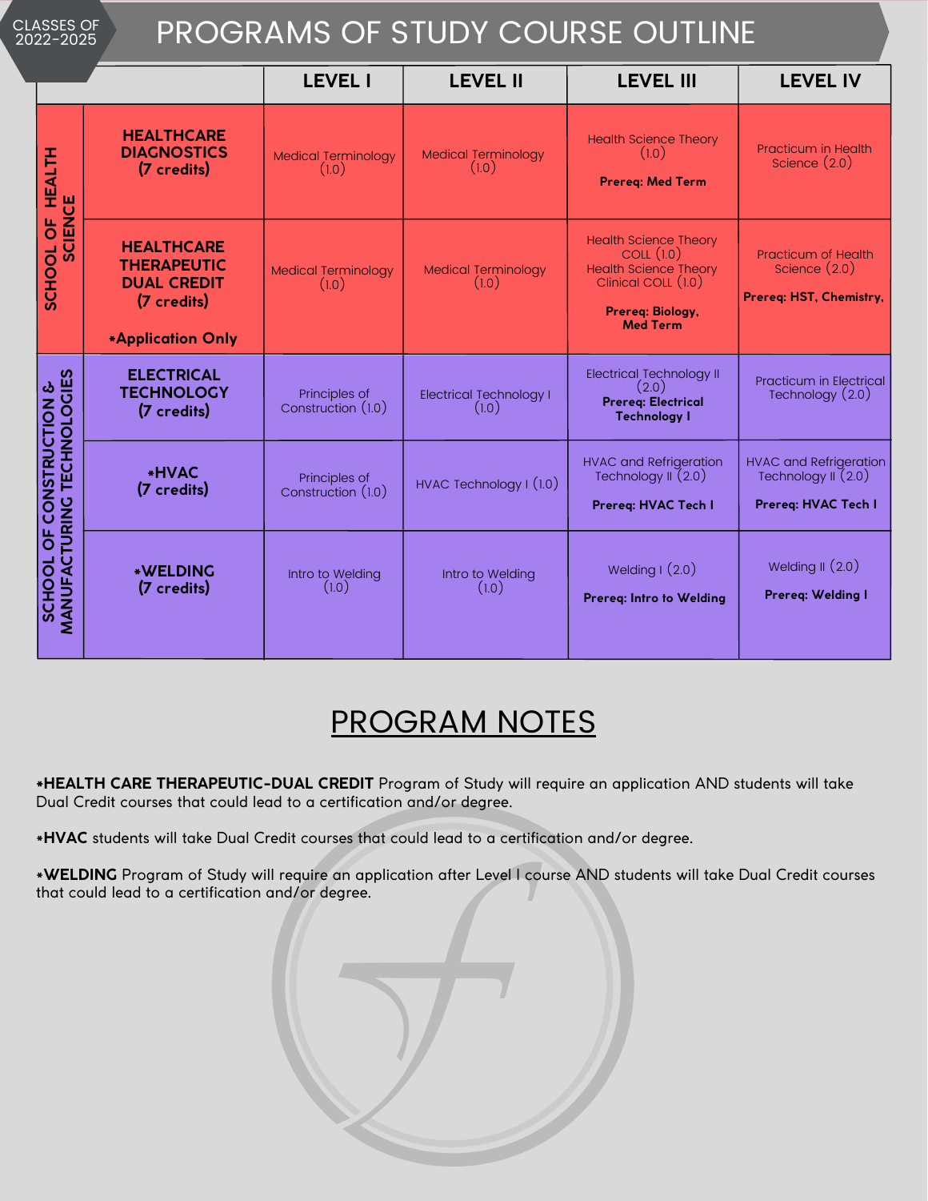CLASSES OF 2022-2025

# PROGRAMS OF STUDY COURSE OUTLINE

| | | LEVEL I | LEVEL II | LEVEL III | LEVEL IV |
|---|---|---|---|---|---|
| SCHOOL OF HEALTH SCIENCE | **HEALTHCARE DIAGNOSTICS (7 credits)** | Medical Terminology (1.0) | Medical Terminology (1.0) | Health Science Theory (1.0) **Prereq: Med Term** | Practicum in Health Science (2.0) |
| | **HEALTHCARE THERAPEUTIC DUAL CREDIT (7 credits)** **\*Application Only** | Medical Terminology (1.0) | Medical Terminology (1.0) | Health Science Theory COLL (1.0) Health Science Theory Clinical COLL (1.0) **Prereq: Biology, Med Term** | Practicum of Health Science (2.0) **Prereq: HST, Chemistry,** |
| SCHOOL OF CONSTRUCTION & MANUFACTURING TECHNOLOGIES | **ELECTRICAL TECHNOLOGY (7 credits)** | Principles of Construction (1.0) | Electrical Technology I (1.0) | Electrical Technology II (2.0) **Prereq: Electrical Technology I** | Practicum in Electrical Technology (2.0) |
| | **\*HVAC (7 credits)** | Principles of Construction (1.0) | HVAC Technology I (1.0) | HVAC and Refrigeration Technology II (2.0) **Prereq: HVAC Tech I** | HVAC and Refrigeration Technology II (2.0) **Prereq: HVAC Tech I** |
| | **\*WELDING (7 credits)** | Intro to Welding (1.0) | Intro to Welding (1.0) | Welding I (2.0) **Prereq: Intro to Welding** | Welding II (2.0) **Prereq: Welding I** |

## PROGRAM NOTES

***HEALTH CARE THERAPEUTIC-DUAL CREDIT** Program of Study will require an application AND students will take Dual Credit courses that could lead to a certification and/or degree.

***HVAC** students will take Dual Credit courses that could lead to a certification and/or degree.

***WELDING** Program of Study will require an application after Level I course AND students will take Dual Credit courses that could lead to a certification and/or degree.